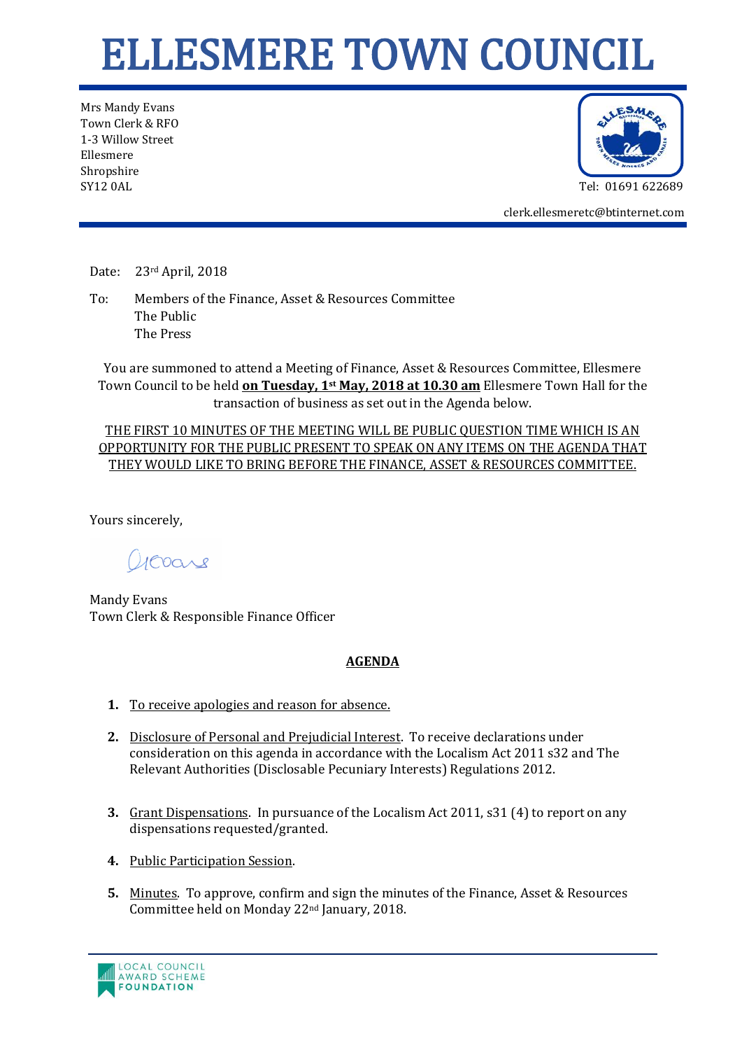# ELLESMERE TOWN COUNCIL

Mrs Mandy Evans
Town Clerk & RFO
1-3 Willow Street
Ellesmere
Shropshire
SY12 0AL

Tel: 01691 622689

clerk.ellesmeretc@btinternet.com

Date: 23rd April, 2018

To: Members of the Finance, Asset & Resources Committee
The Public
The Press

You are summoned to attend a Meeting of Finance, Asset & Resources Committee, Ellesmere Town Council to be held **on Tuesday, 1st May, 2018 at 10.30 am** Ellesmere Town Hall for the transaction of business as set out in the Agenda below.

THE FIRST 10 MINUTES OF THE MEETING WILL BE PUBLIC QUESTION TIME WHICH IS AN OPPORTUNITY FOR THE PUBLIC PRESENT TO SPEAK ON ANY ITEMS ON THE AGENDA THAT THEY WOULD LIKE TO BRING BEFORE THE FINANCE, ASSET & RESOURCES COMMITTEE.

Yours sincerely,

Mandy Evans
Town Clerk & Responsible Finance Officer

## AGENDA

1. To receive apologies and reason for absence.

2. Disclosure of Personal and Prejudicial Interest. To receive declarations under consideration on this agenda in accordance with the Localism Act 2011 s32 and The Relevant Authorities (Disclosable Pecuniary Interests) Regulations 2012.

3. Grant Dispensations. In pursuance of the Localism Act 2011, s31 (4) to report on any dispensations requested/granted.

4. Public Participation Session.

5. Minutes. To approve, confirm and sign the minutes of the Finance, Asset & Resources Committee held on Monday 22nd January, 2018.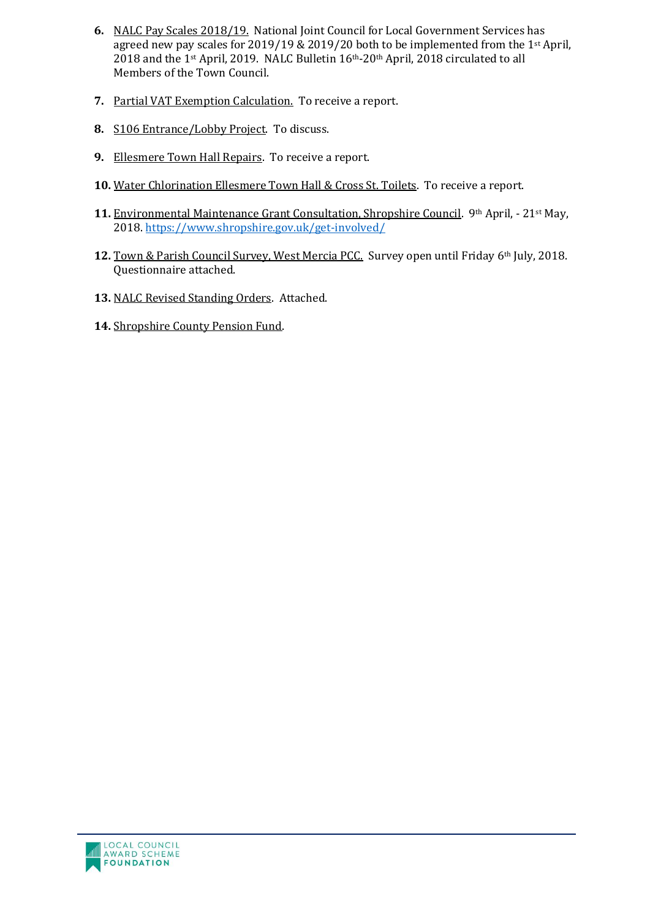6. <u>NALC Pay Scales 2018/19.</u> National Joint Council for Local Government Services has agreed new pay scales for 2019/19 & 2019/20 both to be implemented from the 1st April, 2018 and the 1st April, 2019. NALC Bulletin 16th-20th April, 2018 circulated to all Members of the Town Council.

7. <u>Partial VAT Exemption Calculation.</u> To receive a report.

8. <u>S106 Entrance/Lobby Project</u>. To discuss.

9. <u>Ellesmere Town Hall Repairs</u>. To receive a report.

10. <u>Water Chlorination Ellesmere Town Hall & Cross St. Toilets</u>. To receive a report.

11. <u>Environmental Maintenance Grant Consultation, Shropshire Council</u>. 9th April, - 21st May, 2018. https://www.shropshire.gov.uk/get-involved/

12. <u>Town & Parish Council Survey, West Mercia PCC.</u> Survey open until Friday 6th July, 2018. Questionnaire attached.

13. <u>NALC Revised Standing Orders</u>. Attached.

14. <u>Shropshire County Pension Fund</u>.